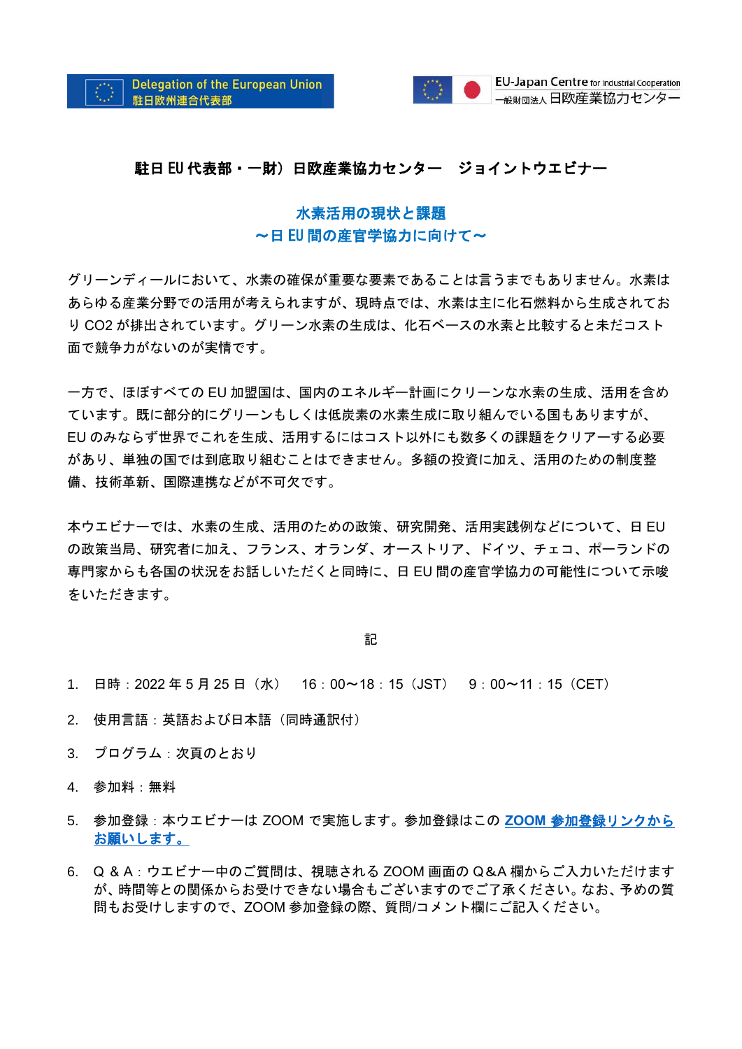Delegation of the European Union
駐日欧州連合代表部

EU-Japan Centre for Industrial Cooperation
一般財団法人 日欧産業協力センター

**駐日 EU 代表部・一財）日欧産業協力センター　ジョイントウエビナー**

## 水素活用の現状と課題
## ～日 EU 間の産官学協力に向けて～

グリーンディールにおいて、水素の確保が重要な要素であることは言うまでもありません。水素はあらゆる産業分野での活用が考えられますが、現時点では、水素は主に化石燃料から生成されており $CO_2$ が排出されています。グリーン水素の生成は、化石ベースの水素と比較すると未だコスト面で競争力がないのが実情です。

一方で、ほぼすべての EU 加盟国は、国内のエネルギー計画にクリーンな水素の生成、活用を含めています。既に部分的にグリーンもしくは低炭素の水素生成に取り組んでいる国もありますが、EU のみならず世界でこれを生成、活用するにはコスト以外にも数多くの課題をクリアーする必要があり、単独の国では到底取り組むことはできません。多額の投資に加え、活用のための制度整備、技術革新、国際連携などが不可欠です。

本ウエビナーでは、水素の生成、活用のための政策、研究開発、活用実践例などについて、日 EU の政策当局、研究者に加え、フランス、オランダ、オーストリア、ドイツ、チェコ、ポーランドの専門家からも各国の状況をお話しいただくと同時に、日 EU 間の産官学協力の可能性について示唆をいただきます。

記

1. 日時：2022 年 5 月 25 日（水）　16：00～18：15（JST）　9：00～11：15（CET）
2. 使用言語：英語および日本語（同時通訳付）
3. プログラム：次頁のとおり
4. 参加料：無料
5. 参加登録：本ウエビナーは ZOOM で実施します。参加登録はこの **ZOOM 参加登録リンクからお願いします。**
6. Q & A：ウエビナー中のご質問は、視聴される ZOOM 画面の Q&A 欄からご入力いただけますが、時間等との関係からお受けできない場合もございますのでご了承ください。なお、予めの質問もお受けしますので、ZOOM 参加登録の際、質問/コメント欄にご記入ください。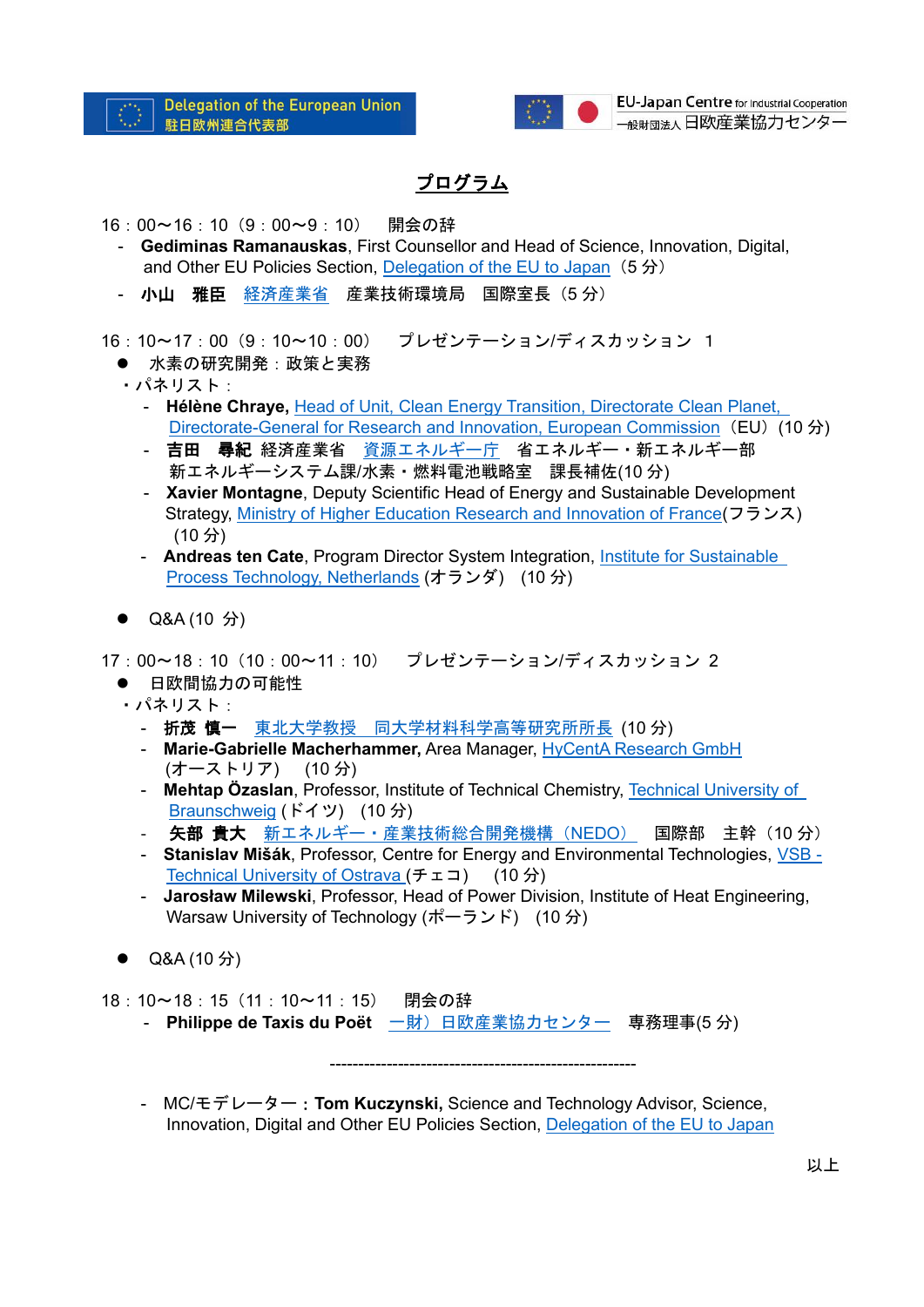Delegation of the European Union
駐日欧州連合代表部

EU-Japan Centre for Industrial Cooperation
一般財団法人 日欧産業協力センター

## プログラム

16：00〜16：10（9：00〜9：10）　開会の辞

- **Gediminas Ramanauskas**, First Counsellor and Head of Science, Innovation, Digital, and Other EU Policies Section, Delegation of the EU to Japan（5 分）
- **小山　雅臣**　経済産業省　産業技術環境局　国際室長（5 分）

16：10〜17：00（9：10〜10：00）　プレゼンテーション/ディスカッション　1

- 水素の研究開発：政策と実務

・パネリスト：

- **Hélène Chraye,** Head of Unit, Clean Energy Transition, Directorate Clean Planet, Directorate-General for Research and Innovation, European Commission（EU）(10 分)
- **吉田　尋紀**　経済産業省　資源エネルギー庁　省エネルギー・新エネルギー部 新エネルギーシステム課/水素・燃料電池戦略室　課長補佐(10 分)
- **Xavier Montagne**, Deputy Scientific Head of Energy and Sustainable Development Strategy, Ministry of Higher Education Research and Innovation of France(フランス) (10 分)
- **Andreas ten Cate**, Program Director System Integration, Institute for Sustainable Process Technology, Netherlands (オランダ)　(10 分)

- Q&A (10 分)

17：00〜18：10（10：00〜11：10）　プレゼンテーション/ディスカッション　2

- 日欧間協力の可能性

・パネリスト：

- **折茂　慎一**　東北大学教授　同大学材料科学高等研究所所長 (10 分)
- **Marie-Gabrielle Macherhammer,** Area Manager, HyCentA Research GmbH (オーストリア)　(10 分)
- **Mehtap Özaslan**, Professor, Institute of Technical Chemistry, Technical University of Braunschweig (ドイツ)　(10 分)
- **矢部　貴大**　新エネルギー・産業技術総合開発機構（NEDO）　国際部　主幹（10 分）
- **Stanislav Mišák**, Professor, Centre for Energy and Environmental Technologies, VSB - Technical University of Ostrava (チェコ)　(10 分)
- **Jarosław Milewski**, Professor, Head of Power Division, Institute of Heat Engineering, Warsaw University of Technology (ポーランド)　(10 分)

- Q&A (10 分)

18：10〜18：15（11：10〜11：15）　閉会の辞

- **Philippe de Taxis du Poët**　一財）日欧産業協力センター　専務理事(5 分)

---

- MC/モデレーター：**Tom Kuczynski,** Science and Technology Advisor, Science, Innovation, Digital and Other EU Policies Section, Delegation of the EU to Japan

以上